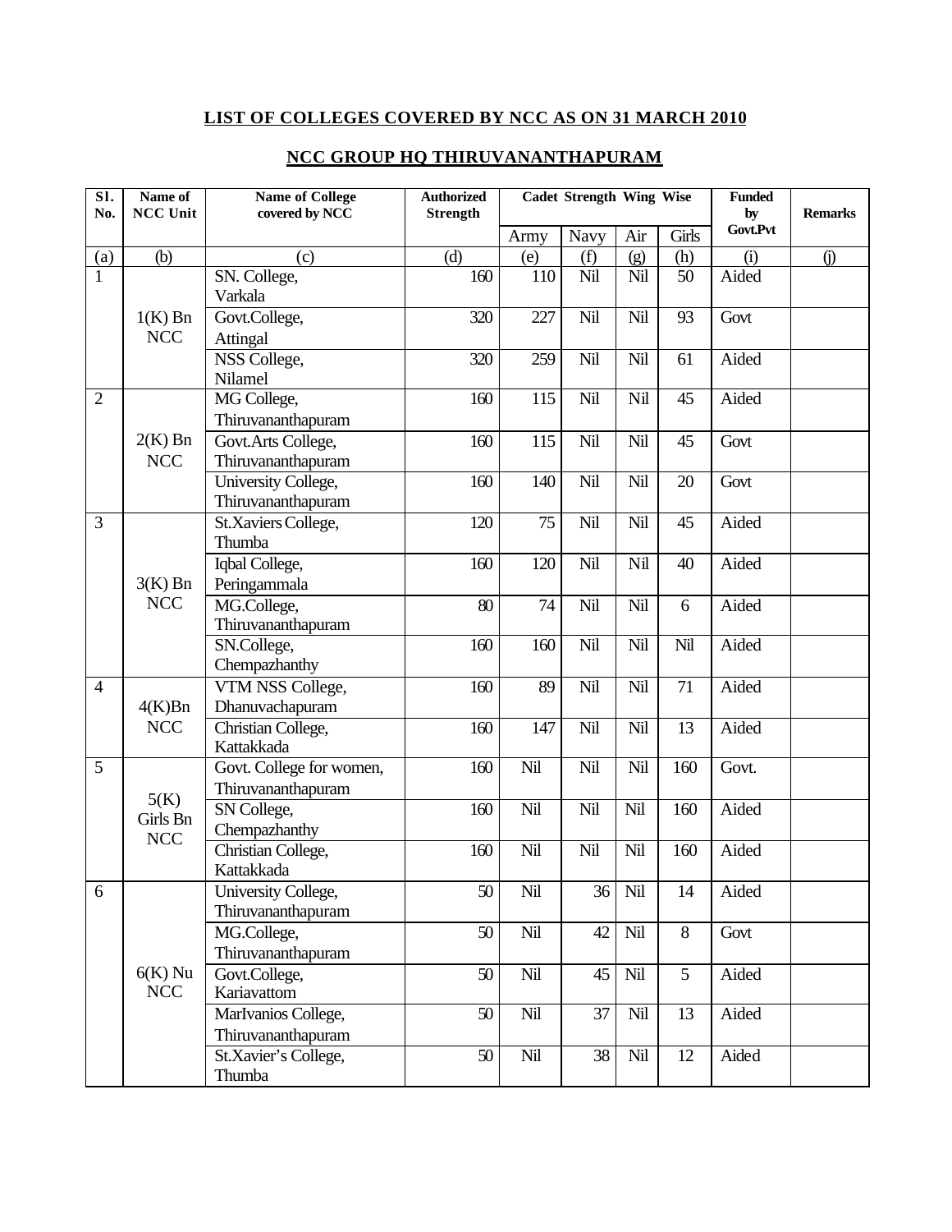**LIST OF COLLEGES COVERED BY NCC AS ON 31 MARCH 2010**

**NCC GROUP HQ THIRUVANANTHAPURAM**

| Sl. No. | Name of NCC Unit | Name of College covered by NCC | Authorized Strength | Cadet Strength Wing Wise | | | | Funded by Govt.Pvt | Remarks |
|---|---|---|---|---|---|---|---|---|---|
| | | | | Army | Navy | Air | Girls | | |
| (a) | (b) | (c) | (d) | (e) | (f) | (g) | (h) | (i) | (j) |
| 1 | 1(K) Bn NCC | SN. College, Varkala | 160 | 110 | Nil | Nil | 50 | Aided | |
| | | Govt.College, Attingal | 320 | 227 | Nil | Nil | 93 | Govt | |
| | | NSS College, Nilamel | 320 | 259 | Nil | Nil | 61 | Aided | |
| 2 | 2(K) Bn NCC | MG College, Thiruvananthapuram | 160 | 115 | Nil | Nil | 45 | Aided | |
| | | Govt.Arts College, Thiruvananthapuram | 160 | 115 | Nil | Nil | 45 | Govt | |
| | | University College, Thiruvananthapuram | 160 | 140 | Nil | Nil | 20 | Govt | |
| 3 | 3(K) Bn NCC | St.Xaviers College, Thumba | 120 | 75 | Nil | Nil | 45 | Aided | |
| | | Iqbal College, Peringammala | 160 | 120 | Nil | Nil | 40 | Aided | |
| | | MG.College, Thiruvananthapuram | 80 | 74 | Nil | Nil | 6 | Aided | |
| | | SN.College, Chempazhanthy | 160 | 160 | Nil | Nil | Nil | Aided | |
| 4 | 4(K)Bn NCC | VTM NSS College, Dhanuvachapuram | 160 | 89 | Nil | Nil | 71 | Aided | |
| | | Christian College, Kattakkada | 160 | 147 | Nil | Nil | 13 | Aided | |
| 5 | 5(K) Girls Bn NCC | Govt. College for women, Thiruvananthapuram | 160 | Nil | Nil | Nil | 160 | Govt. | |
| | | SN College, Chempazhanthy | 160 | Nil | Nil | Nil | 160 | Aided | |
| | | Christian College, Kattakkada | 160 | Nil | Nil | Nil | 160 | Aided | |
| 6 | 6(K) Nu NCC | University College, Thiruvananthapuram | 50 | Nil | 36 | Nil | 14 | Aided | |
| | | MG.College, Thiruvananthapuram | 50 | Nil | 42 | Nil | 8 | Govt | |
| | | Govt.College, Kariavattom | 50 | Nil | 45 | Nil | 5 | Aided | |
| | | MarIvanios College, Thiruvananthapuram | 50 | Nil | 37 | Nil | 13 | Aided | |
| | | St.Xavier's College, Thumba | 50 | Nil | 38 | Nil | 12 | Aided | |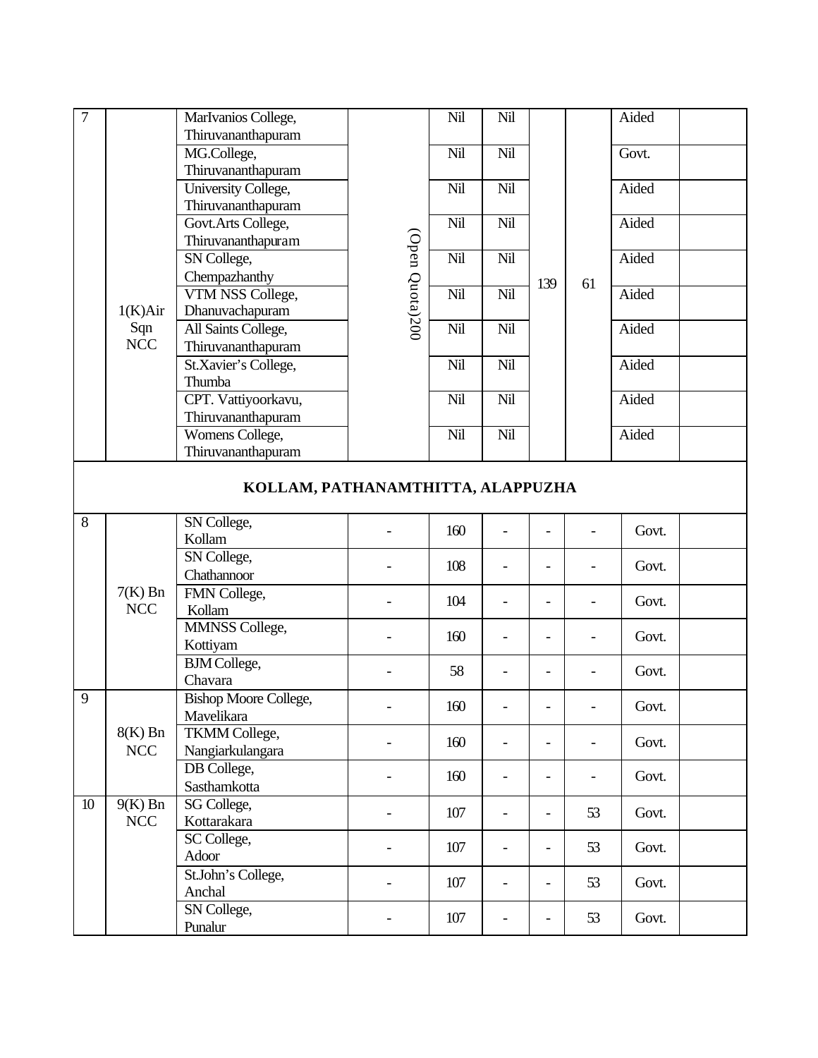| 7 | 1(K)Air Sqn NCC | MarIvanios College, Thiruvananthapuram | (Open Quota)200 | Nil | Nil | 139 | 61 | Aided | |
|---|---|---|---|---|---|---|---|---|---|
| | | MG.College, Thiruvananthapuram | | Nil | Nil | | | Govt. | |
| | | University College, Thiruvananthapuram | | Nil | Nil | | | Aided | |
| | | Govt.Arts College, Thiruvananthapuram | | Nil | Nil | | | Aided | |
| | | SN College, Chempazhanthy | | Nil | Nil | | | Aided | |
| | | VTM NSS College, Dhanuvachapuram | | Nil | Nil | | | Aided | |
| | | All Saints College, Thiruvananthapuram | | Nil | Nil | | | Aided | |
| | | St.Xavier's College, Thumba | | Nil | Nil | | | Aided | |
| | | CPT. Vattiyoorkavu, Thiruvananthapuram | | Nil | Nil | | | Aided | |
| | | Womens College, Thiruvananthapuram | | Nil | Nil | | | Aided | |
| **KOLLAM, PATHANAMTHITTA, ALAPPUZHA** | | | | | | | | | |
| 8 | 7(K) Bn NCC | SN College, Kollam | - | 160 | - | - | - | Govt. | |
| | | SN College, Chathannoor | - | 108 | - | - | - | Govt. | |
| | | FMN College, Kollam | - | 104 | - | - | - | Govt. | |
| | | MMNSS College, Kottiyam | - | 160 | - | - | - | Govt. | |
| | | BJM College, Chavara | - | 58 | - | - | - | Govt. | |
| 9 | 8(K) Bn NCC | Bishop Moore College, Mavelikara | - | 160 | - | - | - | Govt. | |
| | | TKMM College, Nangiarkulangara | - | 160 | - | - | - | Govt. | |
| | | DB College, Sasthamkotta | - | 160 | - | - | - | Govt. | |
| 10 | 9(K) Bn NCC | SG College, Kottarakara | - | 107 | - | - | 53 | Govt. | |
| | | SC College, Adoor | - | 107 | - | - | 53 | Govt. | |
| | | St.John's College, Anchal | - | 107 | - | - | 53 | Govt. | |
| | | SN College, Punalur | - | 107 | - | - | 53 | Govt. | |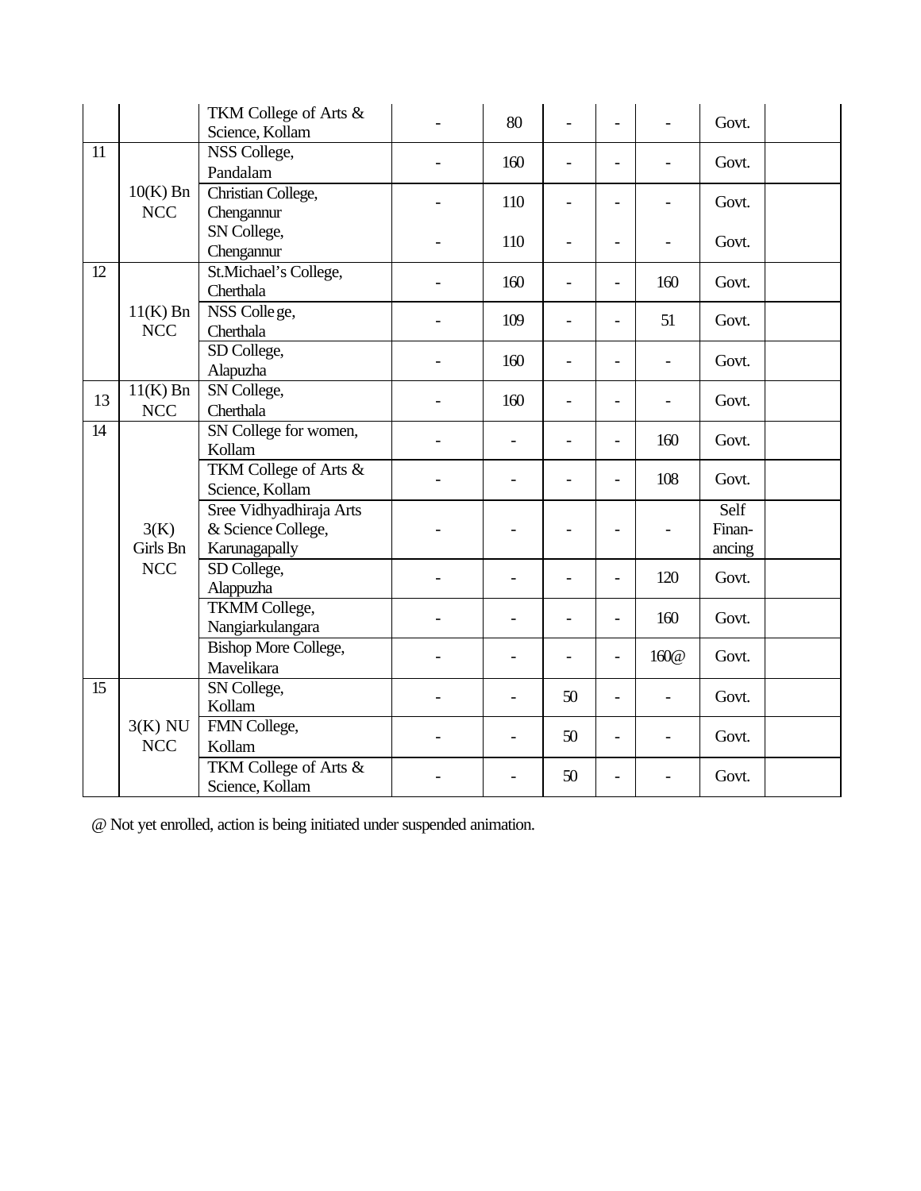| | | | | | | | | | |
|---|---|---|---|---|---|---|---|---|---|
| | | TKM College of Arts & Science, Kollam | - | 80 | - | - | - | Govt. | |
| 11 | 10(K) Bn NCC | NSS College, Pandalam | - | 160 | - | - | - | Govt. | |
| | | Christian College, Chengannur | - | 110 | - | - | - | Govt. | |
| | | SN College, Chengannur | - | 110 | - | - | - | Govt. | |
| 12 | 11(K) Bn NCC | St.Michael's College, Cherthala | - | 160 | - | - | 160 | Govt. | |
| | | NSS College, Cherthala | - | 109 | - | - | 51 | Govt. | |
| | | SD College, Alapuzha | - | 160 | - | - | - | Govt. | |
| 13 | 11(K) Bn NCC | SN College, Cherthala | - | 160 | - | - | - | Govt. | |
| 14 | 3(K) Girls Bn NCC | SN College for women, Kollam | - | - | - | - | 160 | Govt. | |
| | | TKM College of Arts & Science, Kollam | - | - | - | - | 108 | Govt. | |
| | | Sree Vidhyadhiraja Arts & Science College, Karunagapally | - | - | - | - | - | Self Finan-ancing | |
| | | SD College, Alappuzha | - | - | - | - | 120 | Govt. | |
| | | TKMM College, Nangiarkulangara | - | - | - | - | 160 | Govt. | |
| | | Bishop More College, Mavelikara | - | - | - | - | 160@ | Govt. | |
| 15 | 3(K) NU NCC | SN College, Kollam | - | - | 50 | - | - | Govt. | |
| | | FMN College, Kollam | - | - | 50 | - | - | Govt. | |
| | | TKM College of Arts & Science, Kollam | - | - | 50 | - | - | Govt. | |

@ Not yet enrolled, action is being initiated under suspended animation.